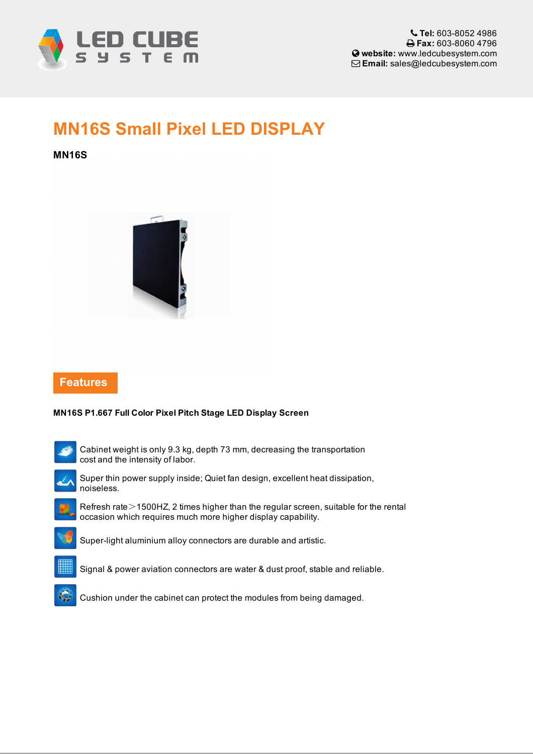Tel: 603-8052 4986
Fax: 603-8060 4796
website: www.ledcubesystem.com
Email: sales@ledcubesystem.com

# MN16S Small Pixel LED DISPLAY

**MN16S**

## Features

**MN16S P1.667 Full Color Pixel Pitch Stage LED Display Screen**

- Cabinet weight is only 9.3 kg, depth 73 mm, decreasing the transportation cost and the intensity of labor.
- Super thin power supply inside; Quiet fan design, excellent heat dissipation, noiseless.
- Refresh rate＞1500HZ, 2 times higher than the regular screen, suitable for the rental occasion which requires much more higher display capability.
- Super-light aluminium alloy connectors are durable and artistic.
- Signal & power aviation connectors are water & dust proof, stable and reliable.
- Cushion under the cabinet can protect the modules from being damaged.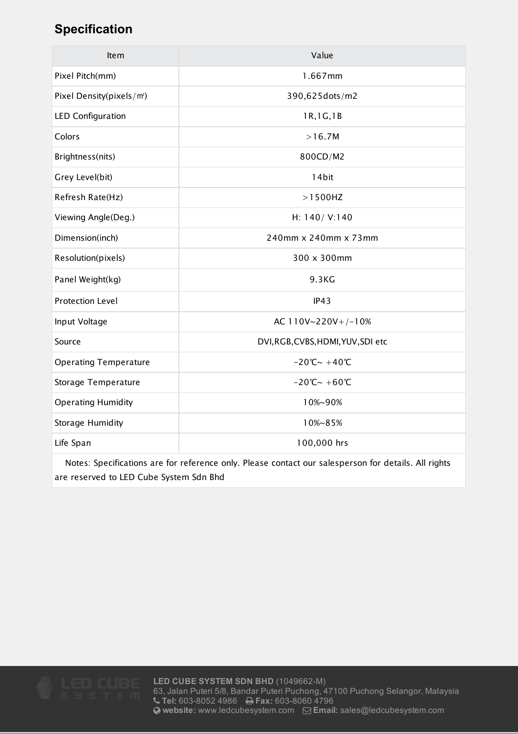## Specification

| Item | Value |
|---|---|
| Pixel Pitch(mm) | 1.667mm |
| Pixel Density(pixels/㎡) | 390,625dots/m2 |
| LED Configuration | 1R,1G,1B |
| Colors | >16.7M |
| Brightness(nits) | 800CD/M2 |
| Grey Level(bit) | 14bit |
| Refresh Rate(Hz) | >1500HZ |
| Viewing Angle(Deg.) | H: 140/ V:140 |
| Dimension(inch) | 240mm x 240mm x 73mm |
| Resolution(pixels) | 300 x 300mm |
| Panel Weight(kg) | 9.3KG |
| Protection Level | IP43 |
| Input Voltage | AC 110V~220V+/-10% |
| Source | DVI,RGB,CVBS,HDMI,YUV,SDI etc |
| Operating Temperature | -20℃~ +40℃ |
| Storage Temperature | -20℃~ +60℃ |
| Operating Humidity | 10%~90% |
| Storage Humidity | 10%~85% |
| Life Span | 100,000 hrs |

Notes: Specifications are for reference only. Please contact our salesperson for details. All rights are reserved to LED Cube System Sdn Bhd

**LED CUBE SYSTEM SDN BHD** (1049662-M)
63, Jalan Puteri 5/8, Bandar Puteri Puchong, 47100 Puchong Selangor, Malaysia
**Tel:** 603-8052 4986 **Fax:** 603-8060 4796
**website:** www.ledcubesystem.com **Email:** sales@ledcubesystem.com